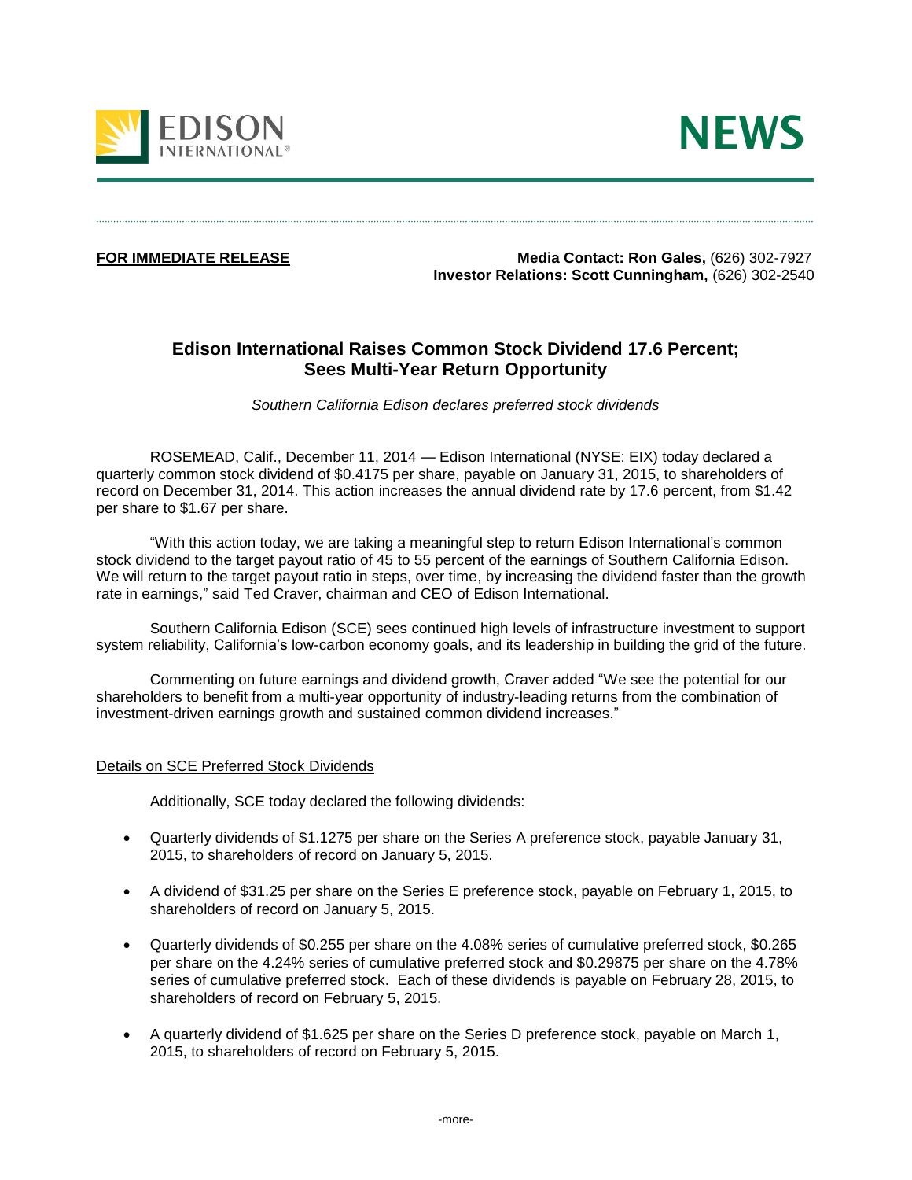EDISON INTERNATIONAL®

NEWS

**FOR IMMEDIATE RELEASE**

**Media Contact: Ron Gales,** (626) 302-7927
**Investor Relations: Scott Cunningham,** (626) 302-2540

## Edison International Raises Common Stock Dividend 17.6 Percent; Sees Multi-Year Return Opportunity

*Southern California Edison declares preferred stock dividends*

ROSEMEAD, Calif., December 11, 2014 — Edison International (NYSE: EIX) today declared a quarterly common stock dividend of $0.4175 per share, payable on January 31, 2015, to shareholders of record on December 31, 2014. This action increases the annual dividend rate by 17.6 percent, from $1.42 per share to $1.67 per share.

"With this action today, we are taking a meaningful step to return Edison International's common stock dividend to the target payout ratio of 45 to 55 percent of the earnings of Southern California Edison. We will return to the target payout ratio in steps, over time, by increasing the dividend faster than the growth rate in earnings," said Ted Craver, chairman and CEO of Edison International.

Southern California Edison (SCE) sees continued high levels of infrastructure investment to support system reliability, California's low-carbon economy goals, and its leadership in building the grid of the future.

Commenting on future earnings and dividend growth, Craver added "We see the potential for our shareholders to benefit from a multi-year opportunity of industry-leading returns from the combination of investment-driven earnings growth and sustained common dividend increases."

### Details on SCE Preferred Stock Dividends

Additionally, SCE today declared the following dividends:

- Quarterly dividends of $1.1275 per share on the Series A preference stock, payable January 31, 2015, to shareholders of record on January 5, 2015.
- A dividend of $31.25 per share on the Series E preference stock, payable on February 1, 2015, to shareholders of record on January 5, 2015.
- Quarterly dividends of $0.255 per share on the 4.08% series of cumulative preferred stock, $0.265 per share on the 4.24% series of cumulative preferred stock and $0.29875 per share on the 4.78% series of cumulative preferred stock. Each of these dividends is payable on February 28, 2015, to shareholders of record on February 5, 2015.
- A quarterly dividend of $1.625 per share on the Series D preference stock, payable on March 1, 2015, to shareholders of record on February 5, 2015.

-more-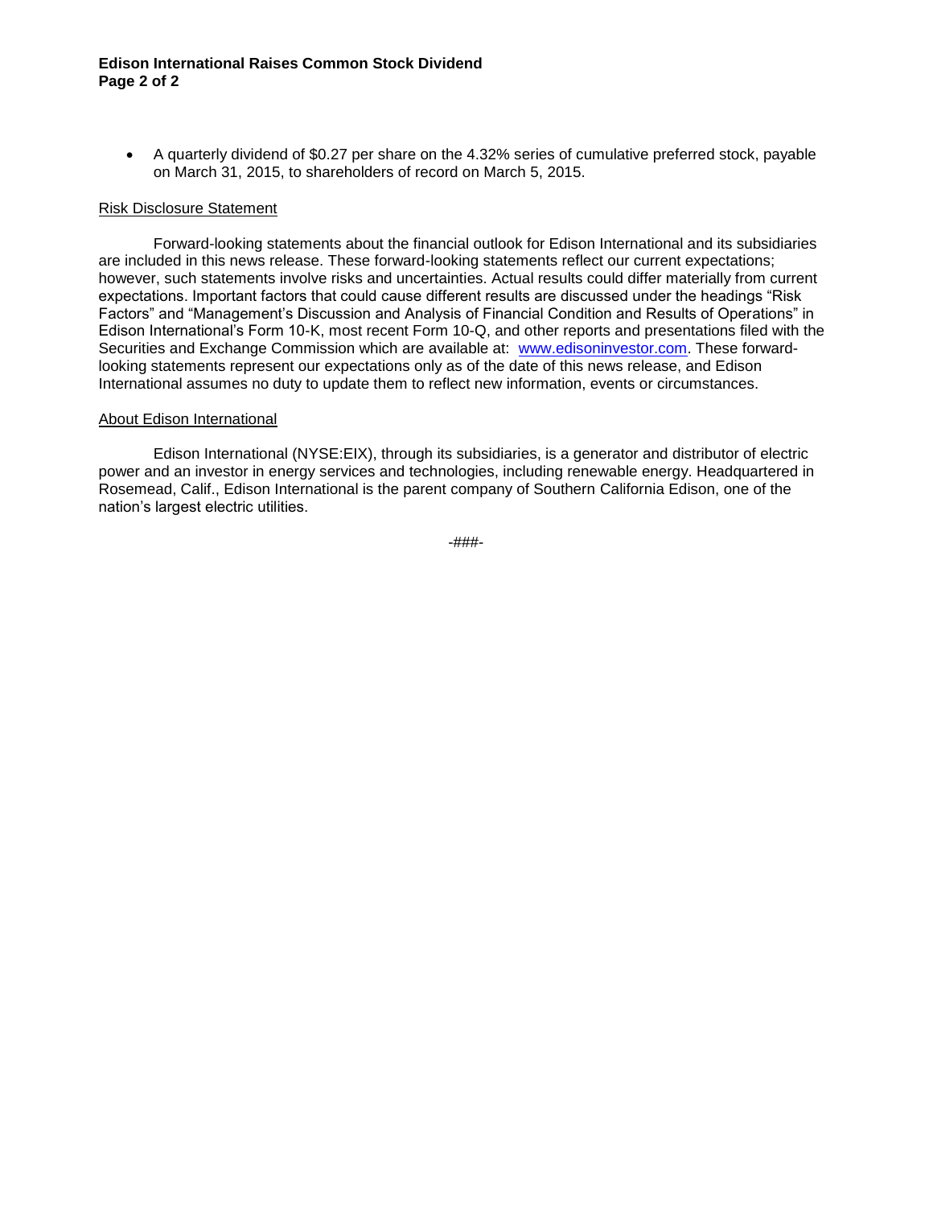- A quarterly dividend of $0.27 per share on the 4.32% series of cumulative preferred stock, payable on March 31, 2015, to shareholders of record on March 5, 2015.

Risk Disclosure Statement

Forward-looking statements about the financial outlook for Edison International and its subsidiaries are included in this news release. These forward-looking statements reflect our current expectations; however, such statements involve risks and uncertainties. Actual results could differ materially from current expectations. Important factors that could cause different results are discussed under the headings "Risk Factors" and "Management's Discussion and Analysis of Financial Condition and Results of Operations" in Edison International's Form 10-K, most recent Form 10-Q, and other reports and presentations filed with the Securities and Exchange Commission which are available at: www.edisoninvestor.com. These forward-looking statements represent our expectations only as of the date of this news release, and Edison International assumes no duty to update them to reflect new information, events or circumstances.

About Edison International

Edison International (NYSE:EIX), through its subsidiaries, is a generator and distributor of electric power and an investor in energy services and technologies, including renewable energy. Headquartered in Rosemead, Calif., Edison International is the parent company of Southern California Edison, one of the nation's largest electric utilities.

-###-